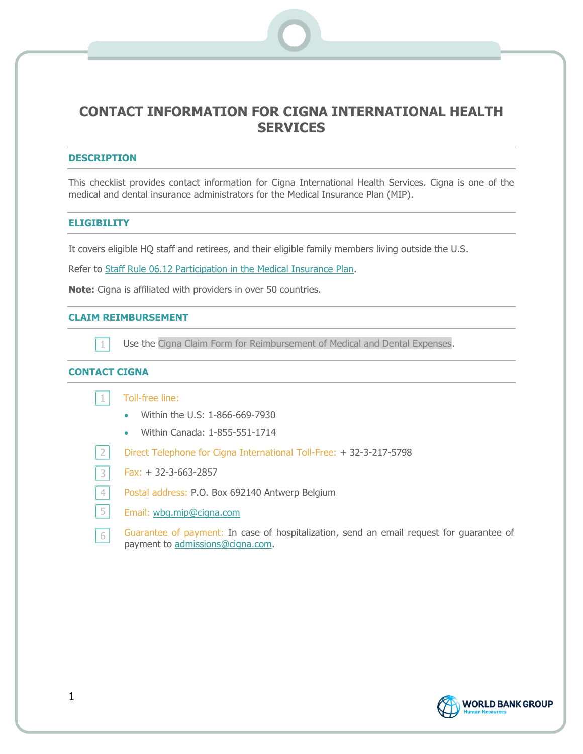# CONTACT INFORMATION FOR CIGNA INTERNATIONAL HEALTH SERVICES

## DESCRIPTION

This checklist provides contact information for Cigna International Health Services. Cigna is one of the medical and dental insurance administrators for the Medical Insurance Plan (MIP).

## ELIGIBILITY

It covers eligible HQ staff and retirees, and their eligible family members living outside the U.S.

Refer to Staff Rule 06.12 Participation in the Medical Insurance Plan.

**Note:** Cigna is affiliated with providers in over 50 countries.

## CLAIM REIMBURSEMENT

1. Use the Cigna Claim Form for Reimbursement of Medical and Dental Expenses.

## CONTACT CIGNA

1. Toll-free line:
   - Within the U.S: 1-866-669-7930
   - Within Canada: 1-855-551-1714
2. Direct Telephone for Cigna International Toll-Free: + 32-3-217-5798
3. Fax: + 32-3-663-2857
4. Postal address: P.O. Box 692140 Antwerp Belgium
5. Email: wbg.mip@cigna.com
6. Guarantee of payment: In case of hospitalization, send an email request for guarantee of payment to admissions@cigna.com.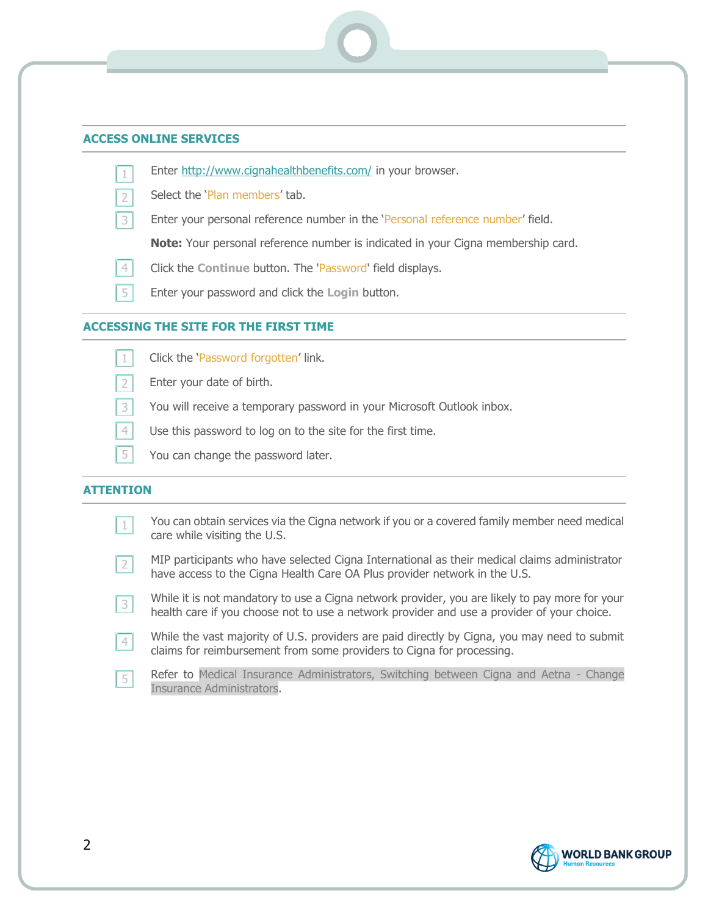## ACCESS ONLINE SERVICES

1. Enter http://www.cignahealthbenefits.com/ in your browser.
2. Select the 'Plan members' tab.
3. Enter your personal reference number in the 'Personal reference number' field.

   **Note:** Your personal reference number is indicated in your Cigna membership card.
4. Click the **Continue** button. The 'Password' field displays.
5. Enter your password and click the **Login** button.

## ACCESSING THE SITE FOR THE FIRST TIME

1. Click the 'Password forgotten' link.
2. Enter your date of birth.
3. You will receive a temporary password in your Microsoft Outlook inbox.
4. Use this password to log on to the site for the first time.
5. You can change the password later.

## ATTENTION

1. You can obtain services via the Cigna network if you or a covered family member need medical care while visiting the U.S.
2. MIP participants who have selected Cigna International as their medical claims administrator have access to the Cigna Health Care OA Plus provider network in the U.S.
3. While it is not mandatory to use a Cigna network provider, you are likely to pay more for your health care if you choose not to use a network provider and use a provider of your choice.
4. While the vast majority of U.S. providers are paid directly by Cigna, you may need to submit claims for reimbursement from some providers to Cigna for processing.
5. Refer to Medical Insurance Administrators, Switching between Cigna and Aetna - Change Insurance Administrators.